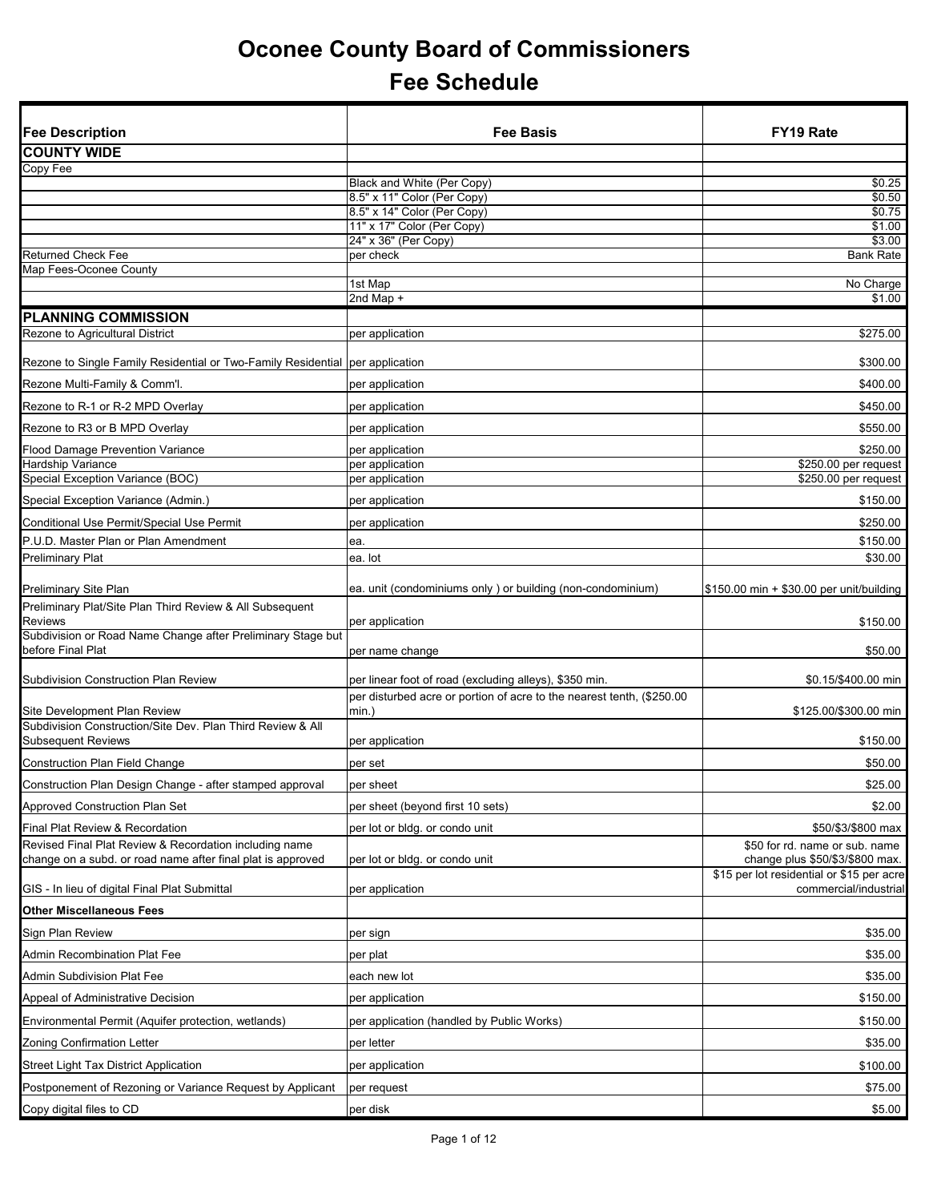# Oconee County Board of Commissioners
## Fee Schedule

| Fee Description | Fee Basis | FY19 Rate |
|---|---|---|
| **COUNTY WIDE** | | |
| Copy Fee | | |
| | Black and White (Per Copy) | $0.25 |
| | 8.5" x 11" Color (Per Copy) | $0.50 |
| | 8.5" x 14" Color (Per Copy) | $0.75 |
| | 11" x 17" Color (Per Copy) | $1.00 |
| | 24" x 36" (Per Copy) | $3.00 |
| Returned Check Fee | per check | Bank Rate |
| Map Fees-Oconee County | | |
| | 1st Map | No Charge |
| | 2nd Map + | $1.00 |
| **PLANNING COMMISSION** | | |
| Rezone to Agricultural District | per application | $275.00 |
| Rezone to Single Family Residential or Two-Family Residential | per application | $300.00 |
| Rezone Multi-Family & Comm'l. | per application | $400.00 |
| Rezone to R-1 or R-2 MPD Overlay | per application | $450.00 |
| Rezone to R3 or B MPD Overlay | per application | $550.00 |
| Flood Damage Prevention Variance | per application | $250.00 |
| Hardship Variance | per application | $250.00 per request |
| Special Exception Variance (BOC) | per application | $250.00 per request |
| Special Exception Variance (Admin.) | per application | $150.00 |
| Conditional Use Permit/Special Use Permit | per application | $250.00 |
| P.U.D. Master Plan or Plan Amendment | ea. | $150.00 |
| Preliminary Plat | ea. lot | $30.00 |
| Preliminary Site Plan | ea. unit (condominiums only ) or building (non-condominium) | $150.00 min + $30.00 per unit/building |
| Preliminary Plat/Site Plan Third Review & All Subsequent Reviews | per application | $150.00 |
| Subdivision or Road Name Change after Preliminary Stage but before Final Plat | per name change | $50.00 |
| Subdivision Construction Plan Review | per linear foot of road (excluding alleys), $350 min. | $0.15/$400.00 min |
| Site Development Plan Review | per disturbed acre or portion of acre to the nearest tenth, ($250.00 min.) | $125.00/$300.00 min |
| Subdivision Construction/Site Dev. Plan Third Review & All Subsequent Reviews | per application | $150.00 |
| Construction Plan Field Change | per set | $50.00 |
| Construction Plan Design Change - after stamped approval | per sheet | $25.00 |
| Approved Construction Plan Set | per sheet (beyond first 10 sets) | $2.00 |
| Final Plat Review & Recordation | per lot or bldg. or condo unit | $50/$3/$800 max |
| Revised Final Plat Review & Recordation including name change on a subd. or road name after final plat is approved | per lot or bldg. or condo unit | $50 for rd. name or sub. name change plus $50/$3/$800 max. |
| GIS - In lieu of digital Final Plat Submittal | per application | $15 per lot residential or $15 per acre commercial/industrial |
| **Other Miscellaneous Fees** | | |
| Sign Plan Review | per sign | $35.00 |
| Admin Recombination Plat Fee | per plat | $35.00 |
| Admin Subdivision Plat Fee | each new lot | $35.00 |
| Appeal of Administrative Decision | per application | $150.00 |
| Environmental Permit (Aquifer protection, wetlands) | per application (handled by Public Works) | $150.00 |
| Zoning Confirmation Letter | per letter | $35.00 |
| Street Light Tax District Application | per application | $100.00 |
| Postponement of Rezoning or Variance Request by Applicant | per request | $75.00 |
| Copy digital files to CD | per disk | $5.00 |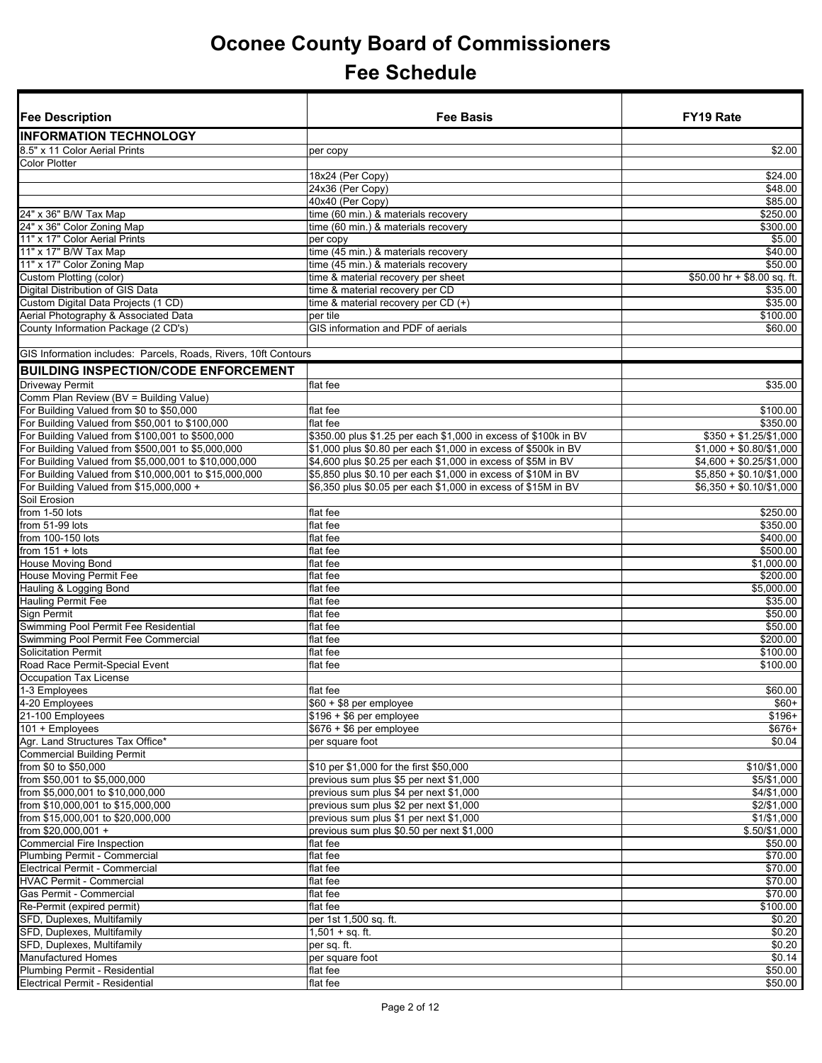# Oconee County Board of Commissioners

## Fee Schedule

| Fee Description | Fee Basis | FY19 Rate |
|---|---|---|
| **INFORMATION TECHNOLOGY** | | |
| 8.5" x 11 Color Aerial Prints | per copy | $2.00 |
| Color Plotter | | |
| | 18x24 (Per Copy) | $24.00 |
| | 24x36 (Per Copy) | $48.00 |
| | 40x40 (Per Copy) | $85.00 |
| 24" x 36" B/W Tax Map | time (60 min.) & materials recovery | $250.00 |
| 24" x 36" Color Zoning Map | time (60 min.) & materials recovery | $300.00 |
| 11" x 17" Color Aerial Prints | per copy | $5.00 |
| 11" x 17" B/W Tax Map | time (45 min.) & materials recovery | $40.00 |
| 11" x 17" Color Zoning Map | time (45 min.) & materials recovery | $50.00 |
| Custom Plotting (color) | time & material recovery per sheet | $50.00 hr + $8.00 sq. ft. |
| Digital Distribution of GIS Data | time & material recovery per CD | $35.00 |
| Custom Digital Data Projects (1 CD) | time & material recovery per CD (+) | $35.00 |
| Aerial Photography & Associated Data | per tile | $100.00 |
| County Information Package (2 CD's) | GIS information and PDF of aerials | $60.00 |
| | | |
| GIS Information includes: Parcels, Roads, Rivers, 10ft Contours | | |
| **BUILDING INSPECTION/CODE ENFORCEMENT** | | |
| Driveway Permit | flat fee | $35.00 |
| Comm Plan Review (BV = Building Value) | | |
| For Building Valued from $0 to $50,000 | flat fee | $100.00 |
| For Building Valued from $50,001 to $100,000 | flat fee | $350.00 |
| For Building Valued from $100,001 to $500,000 | $350.00 plus $1.25 per each $1,000 in excess of $100k in BV | $350 + $1.25/$1,000 |
| For Building Valued from $500,001 to $5,000,000 | $1,000 plus $0.80 per each $1,000 in excess of $500k in BV | $1,000 + $0.80/$1,000 |
| For Building Valued from $5,000,001 to $10,000,000 | $4,600 plus $0.25 per each $1,000 in excess of $5M in BV | $4,600 + $0.25/$1,000 |
| For Building Valued from $10,000,001 to $15,000,000 | $5,850 plus $0.10 per each $1,000 in excess of $10M in BV | $5,850 + $0.10/$1,000 |
| For Building Valued from $15,000,000 + | $6,350 plus $0.05 per each $1,000 in excess of $15M in BV | $6,350 + $0.10/$1,000 |
| Soil Erosion | | |
| from 1-50 lots | flat fee | $250.00 |
| from 51-99 lots | flat fee | $350.00 |
| from 100-150 lots | flat fee | $400.00 |
| from 151 + lots | flat fee | $500.00 |
| House Moving Bond | flat fee | $1,000.00 |
| House Moving Permit Fee | flat fee | $200.00 |
| Hauling & Logging Bond | flat fee | $5,000.00 |
| Hauling Permit Fee | flat fee | $35.00 |
| Sign Permit | flat fee | $50.00 |
| Swimming Pool Permit Fee Residential | flat fee | $50.00 |
| Swimming Pool Permit Fee Commercial | flat fee | $200.00 |
| Solicitation Permit | flat fee | $100.00 |
| Road Race Permit-Special Event | flat fee | $100.00 |
| Occupation Tax License | | |
| 1-3 Employees | flat fee | $60.00 |
| 4-20 Employees | $60 + $8 per employee | $60+ |
| 21-100 Employees | $196 + $6 per employee | $196+ |
| 101 + Employees | $676 + $6 per employee | $676+ |
| Agr. Land Structures Tax Office* | per square foot | $0.04 |
| Commercial Building Permit | | |
| from $0 to $50,000 | $10 per $1,000 for the first $50,000 | $10/$1,000 |
| from $50,001 to $5,000,000 | previous sum plus $5 per next $1,000 | $5/$1,000 |
| from $5,000,001 to $10,000,000 | previous sum plus $4 per next $1,000 | $4/$1,000 |
| from $10,000,001 to $15,000,000 | previous sum plus $2 per next $1,000 | $2/$1,000 |
| from $15,000,001 to $20,000,000 | previous sum plus $1 per next $1,000 | $1/$1,000 |
| from $20,000,001 + | previous sum plus $0.50 per next $1,000 | $.50/$1,000 |
| Commercial Fire Inspection | flat fee | $50.00 |
| Plumbing Permit - Commercial | flat fee | $70.00 |
| Electrical Permit - Commercial | flat fee | $70.00 |
| HVAC Permit - Commercial | flat fee | $70.00 |
| Gas Permit - Commercial | flat fee | $70.00 |
| Re-Permit (expired permit) | flat fee | $100.00 |
| SFD, Duplexes, Multifamily | per 1st 1,500 sq. ft. | $0.20 |
| SFD, Duplexes, Multifamily | 1,501 + sq. ft. | $0.20 |
| SFD, Duplexes, Multifamily | per sq. ft. | $0.20 |
| Manufactured Homes | per square foot | $0.14 |
| Plumbing Permit - Residential | flat fee | $50.00 |
| Electrical Permit - Residential | flat fee | $50.00 |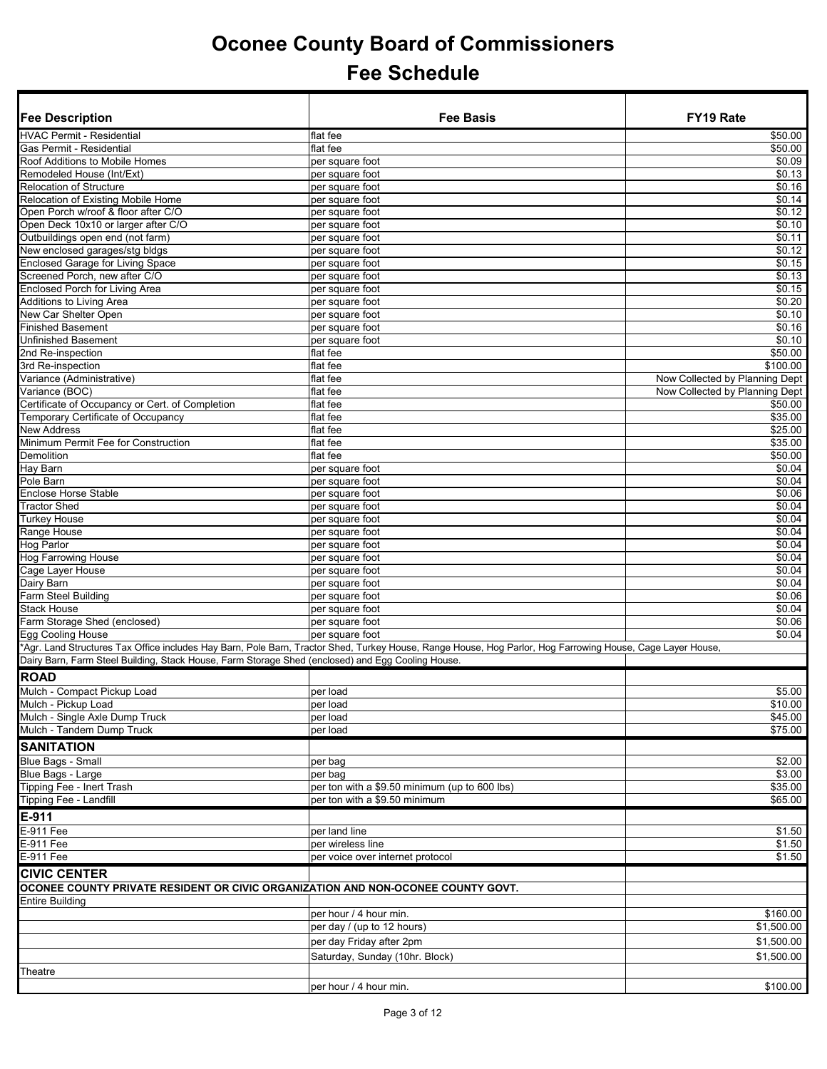# Oconee County Board of Commissioners

## Fee Schedule

| Fee Description | Fee Basis | FY19 Rate |
|---|---|---|
| HVAC Permit - Residential | flat fee | $50.00 |
| Gas Permit - Residential | flat fee | $50.00 |
| Roof Additions to Mobile Homes | per square foot | $0.09 |
| Remodeled House (Int/Ext) | per square foot | $0.13 |
| Relocation of Structure | per square foot | $0.16 |
| Relocation of Existing Mobile Home | per square foot | $0.14 |
| Open Porch w/roof & floor after C/O | per square foot | $0.12 |
| Open Deck 10x10 or larger after C/O | per square foot | $0.10 |
| Outbuildings open end (not farm) | per square foot | $0.11 |
| New enclosed garages/stg bldgs | per square foot | $0.12 |
| Enclosed Garage for Living Space | per square foot | $0.15 |
| Screened Porch, new after C/O | per square foot | $0.13 |
| Enclosed Porch for Living Area | per square foot | $0.15 |
| Additions to Living Area | per square foot | $0.20 |
| New Car Shelter Open | per square foot | $0.10 |
| Finished Basement | per square foot | $0.16 |
| Unfinished Basement | per square foot | $0.10 |
| 2nd Re-inspection | flat fee | $50.00 |
| 3rd Re-inspection | flat fee | $100.00 |
| Variance (Administrative) | flat fee | Now Collected by Planning Dept |
| Variance (BOC) | flat fee | Now Collected by Planning Dept |
| Certificate of Occupancy or Cert. of Completion | flat fee | $50.00 |
| Temporary Certificate of Occupancy | flat fee | $35.00 |
| New Address | flat fee | $25.00 |
| Minimum Permit Fee for Construction | flat fee | $35.00 |
| Demolition | flat fee | $50.00 |
| Hay Barn | per square foot | $0.04 |
| Pole Barn | per square foot | $0.04 |
| Enclose Horse Stable | per square foot | $0.06 |
| Tractor Shed | per square foot | $0.04 |
| Turkey House | per square foot | $0.04 |
| Range House | per square foot | $0.04 |
| Hog Parlor | per square foot | $0.04 |
| Hog Farrowing House | per square foot | $0.04 |
| Cage Layer House | per square foot | $0.04 |
| Dairy Barn | per square foot | $0.04 |
| Farm Steel Building | per square foot | $0.06 |
| Stack House | per square foot | $0.04 |
| Farm Storage Shed (enclosed) | per square foot | $0.06 |
| Egg Cooling House | per square foot | $0.04 |
| *Agr. Land Structures Tax Office includes Hay Barn, Pole Barn, Tractor Shed, Turkey House, Range House, Hog Parlor, Hog Farrowing House, Cage Layer House, Dairy Barn, Farm Steel Building, Stack House, Farm Storage Shed (enclosed) and Egg Cooling House. | | |
| **ROAD** | | |
| Mulch - Compact Pickup Load | per load | $5.00 |
| Mulch - Pickup Load | per load | $10.00 |
| Mulch - Single Axle Dump Truck | per load | $45.00 |
| Mulch - Tandem Dump Truck | per load | $75.00 |
| **SANITATION** | | |
| Blue Bags - Small | per bag | $2.00 |
| Blue Bags - Large | per bag | $3.00 |
| Tipping Fee - Inert Trash | per ton with a $9.50 minimum (up to 600 lbs) | $35.00 |
| Tipping Fee - Landfill | per ton with a $9.50 minimum | $65.00 |
| **E-911** | | |
| E-911 Fee | per land line | $1.50 |
| E-911 Fee | per wireless line | $1.50 |
| E-911 Fee | per voice over internet protocol | $1.50 |
| **CIVIC CENTER** | | |
| **OCONEE COUNTY PRIVATE RESIDENT OR CIVIC ORGANIZATION AND NON-OCONEE COUNTY GOVT.** | | |
| Entire Building | | |
| | per hour / 4 hour min. | $160.00 |
| | per day / (up to 12 hours) | $1,500.00 |
| | per day Friday after 2pm | $1,500.00 |
| | Saturday, Sunday (10hr. Block) | $1,500.00 |
| Theatre | | |
| | per hour / 4 hour min. | $100.00 |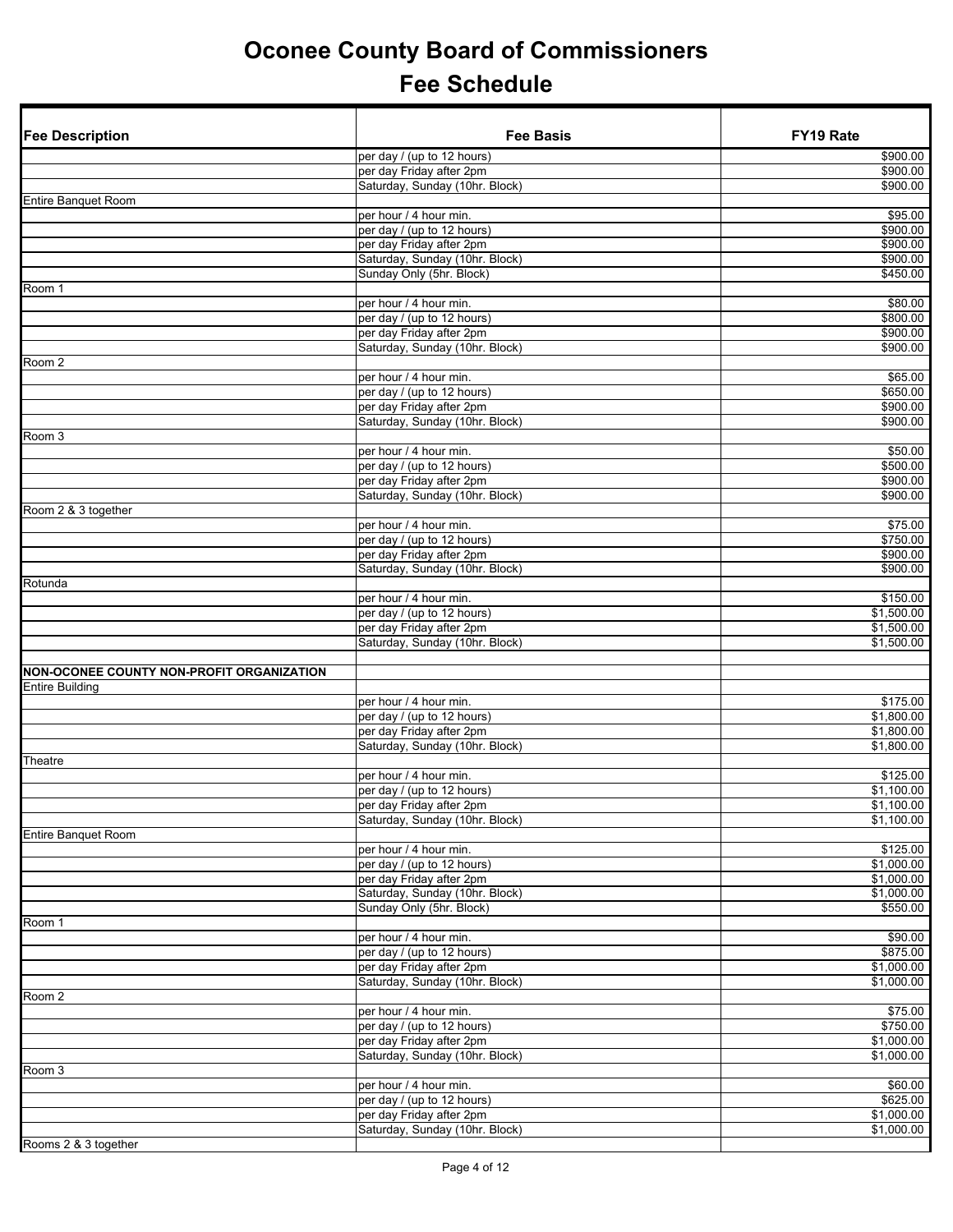# Oconee County Board of Commissioners

# Fee Schedule

| Fee Description | Fee Basis | FY19 Rate |
|---|---|---|
| | per day / (up to 12 hours) | $900.00 |
| | per day Friday after 2pm | $900.00 |
| | Saturday, Sunday (10hr. Block) | $900.00 |
| Entire Banquet Room | | |
| | per hour / 4 hour min. | $95.00 |
| | per day / (up to 12 hours) | $900.00 |
| | per day Friday after 2pm | $900.00 |
| | Saturday, Sunday (10hr. Block) | $900.00 |
| | Sunday Only (5hr. Block) | $450.00 |
| Room 1 | | |
| | per hour / 4 hour min. | $80.00 |
| | per day / (up to 12 hours) | $800.00 |
| | per day Friday after 2pm | $900.00 |
| | Saturday, Sunday (10hr. Block) | $900.00 |
| Room 2 | | |
| | per hour / 4 hour min. | $65.00 |
| | per day / (up to 12 hours) | $650.00 |
| | per day Friday after 2pm | $900.00 |
| | Saturday, Sunday (10hr. Block) | $900.00 |
| Room 3 | | |
| | per hour / 4 hour min. | $50.00 |
| | per day / (up to 12 hours) | $500.00 |
| | per day Friday after 2pm | $900.00 |
| | Saturday, Sunday (10hr. Block) | $900.00 |
| Room 2 & 3 together | | |
| | per hour / 4 hour min. | $75.00 |
| | per day / (up to 12 hours) | $750.00 |
| | per day Friday after 2pm | $900.00 |
| | Saturday, Sunday (10hr. Block) | $900.00 |
| Rotunda | | |
| | per hour / 4 hour min. | $150.00 |
| | per day / (up to 12 hours) | $1,500.00 |
| | per day Friday after 2pm | $1,500.00 |
| | Saturday, Sunday (10hr. Block) | $1,500.00 |
| | | |
| **NON-OCONEE COUNTY NON-PROFIT ORGANIZATION** | | |
| Entire Building | | |
| | per hour / 4 hour min. | $175.00 |
| | per day / (up to 12 hours) | $1,800.00 |
| | per day Friday after 2pm | $1,800.00 |
| | Saturday, Sunday (10hr. Block) | $1,800.00 |
| Theatre | | |
| | per hour / 4 hour min. | $125.00 |
| | per day / (up to 12 hours) | $1,100.00 |
| | per day Friday after 2pm | $1,100.00 |
| | Saturday, Sunday (10hr. Block) | $1,100.00 |
| Entire Banquet Room | | |
| | per hour / 4 hour min. | $125.00 |
| | per day / (up to 12 hours) | $1,000.00 |
| | per day Friday after 2pm | $1,000.00 |
| | Saturday, Sunday (10hr. Block) | $1,000.00 |
| | Sunday Only (5hr. Block) | $550.00 |
| Room 1 | | |
| | per hour / 4 hour min. | $90.00 |
| | per day / (up to 12 hours) | $875.00 |
| | per day Friday after 2pm | $1,000.00 |
| | Saturday, Sunday (10hr. Block) | $1,000.00 |
| Room 2 | | |
| | per hour / 4 hour min. | $75.00 |
| | per day / (up to 12 hours) | $750.00 |
| | per day Friday after 2pm | $1,000.00 |
| | Saturday, Sunday (10hr. Block) | $1,000.00 |
| Room 3 | | |
| | per hour / 4 hour min. | $60.00 |
| | per day / (up to 12 hours) | $625.00 |
| | per day Friday after 2pm | $1,000.00 |
| | Saturday, Sunday (10hr. Block) | $1,000.00 |
| Rooms 2 & 3 together | | |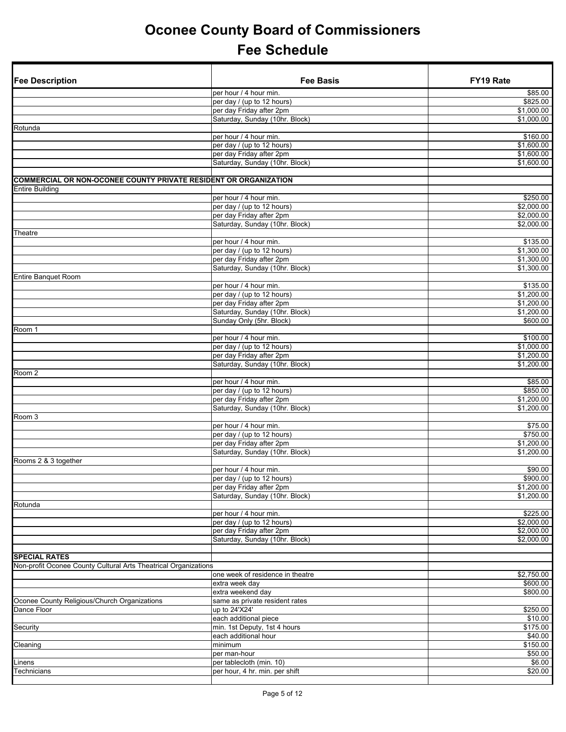# Oconee County Board of Commissioners

## Fee Schedule

| Fee Description | Fee Basis | FY19 Rate |
|---|---|---|
| | per hour / 4 hour min. | $85.00 |
| | per day / (up to 12 hours) | $825.00 |
| | per day Friday after 2pm | $1,000.00 |
| | Saturday, Sunday (10hr. Block) | $1,000.00 |
| Rotunda | | |
| | per hour / 4 hour min. | $160.00 |
| | per day / (up to 12 hours) | $1,600.00 |
| | per day Friday after 2pm | $1,600.00 |
| | Saturday, Sunday (10hr. Block) | $1,600.00 |
| | | |
| **COMMERCIAL OR NON-OCONEE COUNTY PRIVATE RESIDENT OR ORGANIZATION** | | |
| Entire Building | | |
| | per hour / 4 hour min. | $250.00 |
| | per day / (up to 12 hours) | $2,000.00 |
| | per day Friday after 2pm | $2,000.00 |
| | Saturday, Sunday (10hr. Block) | $2,000.00 |
| Theatre | | |
| | per hour / 4 hour min. | $135.00 |
| | per day / (up to 12 hours) | $1,300.00 |
| | per day Friday after 2pm | $1,300.00 |
| | Saturday, Sunday (10hr. Block) | $1,300.00 |
| Entire Banquet Room | | |
| | per hour / 4 hour min. | $135.00 |
| | per day / (up to 12 hours) | $1,200.00 |
| | per day Friday after 2pm | $1,200.00 |
| | Saturday, Sunday (10hr. Block) | $1,200.00 |
| | Sunday Only (5hr. Block) | $600.00 |
| Room 1 | | |
| | per hour / 4 hour min. | $100.00 |
| | per day / (up to 12 hours) | $1,000.00 |
| | per day Friday after 2pm | $1,200.00 |
| | Saturday, Sunday (10hr. Block) | $1,200.00 |
| Room 2 | | |
| | per hour / 4 hour min. | $85.00 |
| | per day / (up to 12 hours) | $850.00 |
| | per day Friday after 2pm | $1,200.00 |
| | Saturday, Sunday (10hr. Block) | $1,200.00 |
| Room 3 | | |
| | per hour / 4 hour min. | $75.00 |
| | per day / (up to 12 hours) | $750.00 |
| | per day Friday after 2pm | $1,200.00 |
| | Saturday, Sunday (10hr. Block) | $1,200.00 |
| Rooms 2 & 3 together | | |
| | per hour / 4 hour min. | $90.00 |
| | per day / (up to 12 hours) | $900.00 |
| | per day Friday after 2pm | $1,200.00 |
| | Saturday, Sunday (10hr. Block) | $1,200.00 |
| Rotunda | | |
| | per hour / 4 hour min. | $225.00 |
| | per day / (up to 12 hours) | $2,000.00 |
| | per day Friday after 2pm | $2,000.00 |
| | Saturday, Sunday (10hr. Block) | $2,000.00 |
| | | |
| **SPECIAL RATES** | | |
| Non-profit Oconee County Cultural Arts Theatrical Organizations | | |
| | one week of residence in theatre | $2,750.00 |
| | extra week day | $600.00 |
| | extra weekend day | $800.00 |
| Oconee County Religious/Church Organizations | same as private resident rates | |
| Dance Floor | up to 24'X24' | $250.00 |
| | each additional piece | $10.00 |
| Security | min. 1st Deputy, 1st 4 hours | $175.00 |
| | each additional hour | $40.00 |
| Cleaning | minimum | $150.00 |
| | per man-hour | $50.00 |
| Linens | per tablecloth (min. 10) | $6.00 |
| Technicians | per hour, 4 hr. min. per shift | $20.00 |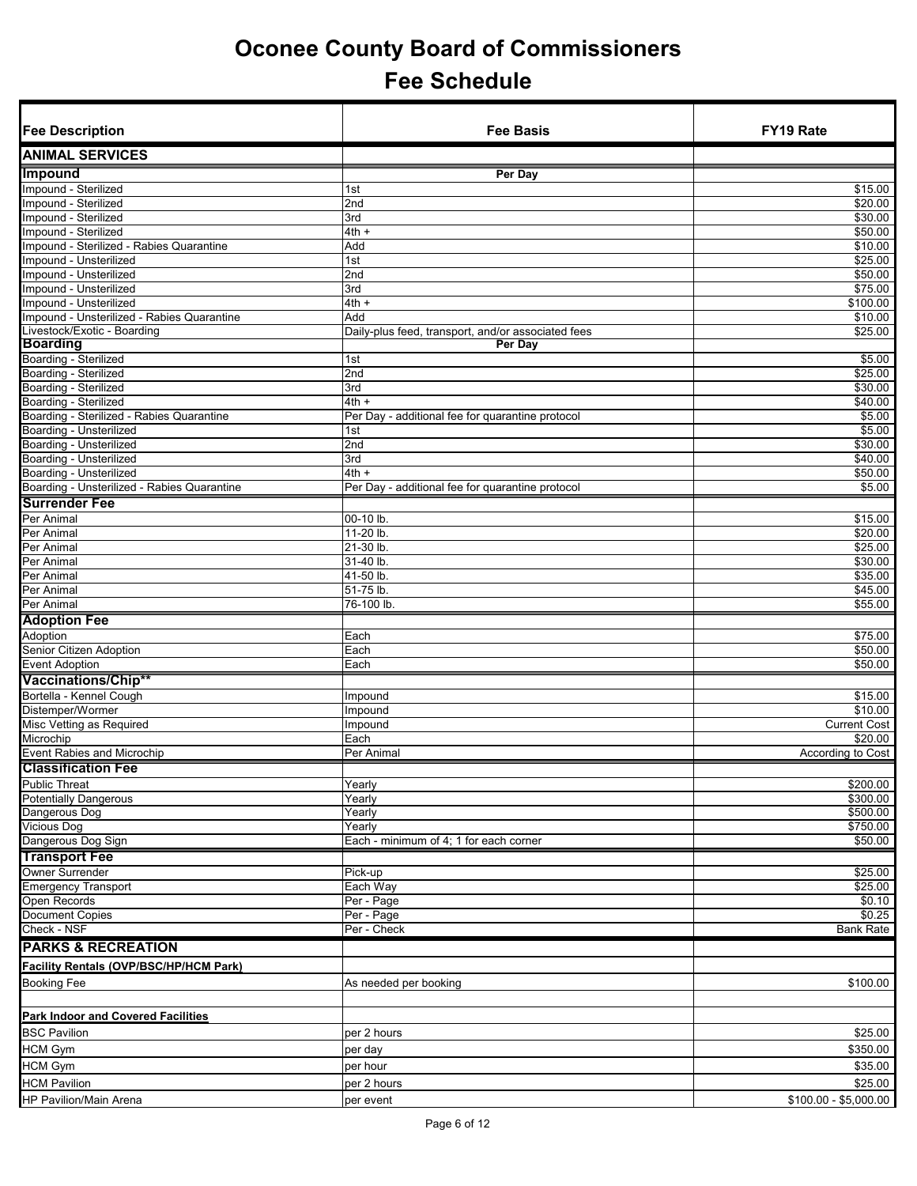# Oconee County Board of Commissioners

## Fee Schedule

| Fee Description | Fee Basis | FY19 Rate |
|---|---|---|
| **ANIMAL SERVICES** | | |
| **Impound** | **Per Day** | |
| Impound - Sterilized | 1st | $15.00 |
| Impound - Sterilized | 2nd | $20.00 |
| Impound - Sterilized | 3rd | $30.00 |
| Impound - Sterilized | 4th + | $50.00 |
| Impound - Sterilized - Rabies Quarantine | Add | $10.00 |
| Impound - Unsterilized | 1st | $25.00 |
| Impound - Unsterilized | 2nd | $50.00 |
| Impound - Unsterilized | 3rd | $75.00 |
| Impound - Unsterilized | 4th + | $100.00 |
| Impound - Unsterilized - Rabies Quarantine | Add | $10.00 |
| Livestock/Exotic - Boarding | Daily-plus feed, transport, and/or associated fees | $25.00 |
| **Boarding** | **Per Day** | |
| Boarding - Sterilized | 1st | $5.00 |
| Boarding - Sterilized | 2nd | $25.00 |
| Boarding - Sterilized | 3rd | $30.00 |
| Boarding - Sterilized | 4th + | $40.00 |
| Boarding - Sterilized - Rabies Quarantine | Per Day - additional fee for quarantine protocol | $5.00 |
| Boarding - Unsterilized | 1st | $5.00 |
| Boarding - Unsterilized | 2nd | $30.00 |
| Boarding - Unsterilized | 3rd | $40.00 |
| Boarding - Unsterilized | 4th + | $50.00 |
| Boarding - Unsterilized - Rabies Quarantine | Per Day - additional fee for quarantine protocol | $5.00 |
| **Surrender Fee** | | |
| Per Animal | 00-10 lb. | $15.00 |
| Per Animal | 11-20 lb. | $20.00 |
| Per Animal | 21-30 lb. | $25.00 |
| Per Animal | 31-40 lb. | $30.00 |
| Per Animal | 41-50 lb. | $35.00 |
| Per Animal | 51-75 lb. | $45.00 |
| Per Animal | 76-100 lb. | $55.00 |
| **Adoption Fee** | | |
| Adoption | Each | $75.00 |
| Senior Citizen Adoption | Each | $50.00 |
| Event Adoption | Each | $50.00 |
| **Vaccinations/Chip**** | | |
| Bortella - Kennel Cough | Impound | $15.00 |
| Distemper/Wormer | Impound | $10.00 |
| Misc Vetting as Required | Impound | Current Cost |
| Microchip | Each | $20.00 |
| Event Rabies and Microchip | Per Animal | According to Cost |
| **Classification Fee** | | |
| Public Threat | Yearly | $200.00 |
| Potentially Dangerous | Yearly | $300.00 |
| Dangerous Dog | Yearly | $500.00 |
| Vicious Dog | Yearly | $750.00 |
| Dangerous Dog Sign | Each - minimum of 4; 1 for each corner | $50.00 |
| **Transport Fee** | | |
| Owner Surrender | Pick-up | $25.00 |
| Emergency Transport | Each Way | $25.00 |
| Open Records | Per - Page | $0.10 |
| Document Copies | Per - Page | $0.25 |
| Check - NSF | Per - Check | Bank Rate |
| **PARKS & RECREATION** | | |
| **Facility Rentals (OVP/BSC/HP/HCM Park)** | | |
| Booking Fee | As needed per booking | $100.00 |
| | | |
| **Park Indoor and Covered Facilities** | | |
| BSC Pavilion | per 2 hours | $25.00 |
| HCM Gym | per day | $350.00 |
| HCM Gym | per hour | $35.00 |
| HCM Pavilion | per 2 hours | $25.00 |
| HP Pavilion/Main Arena | per event | $100.00 - $5,000.00 |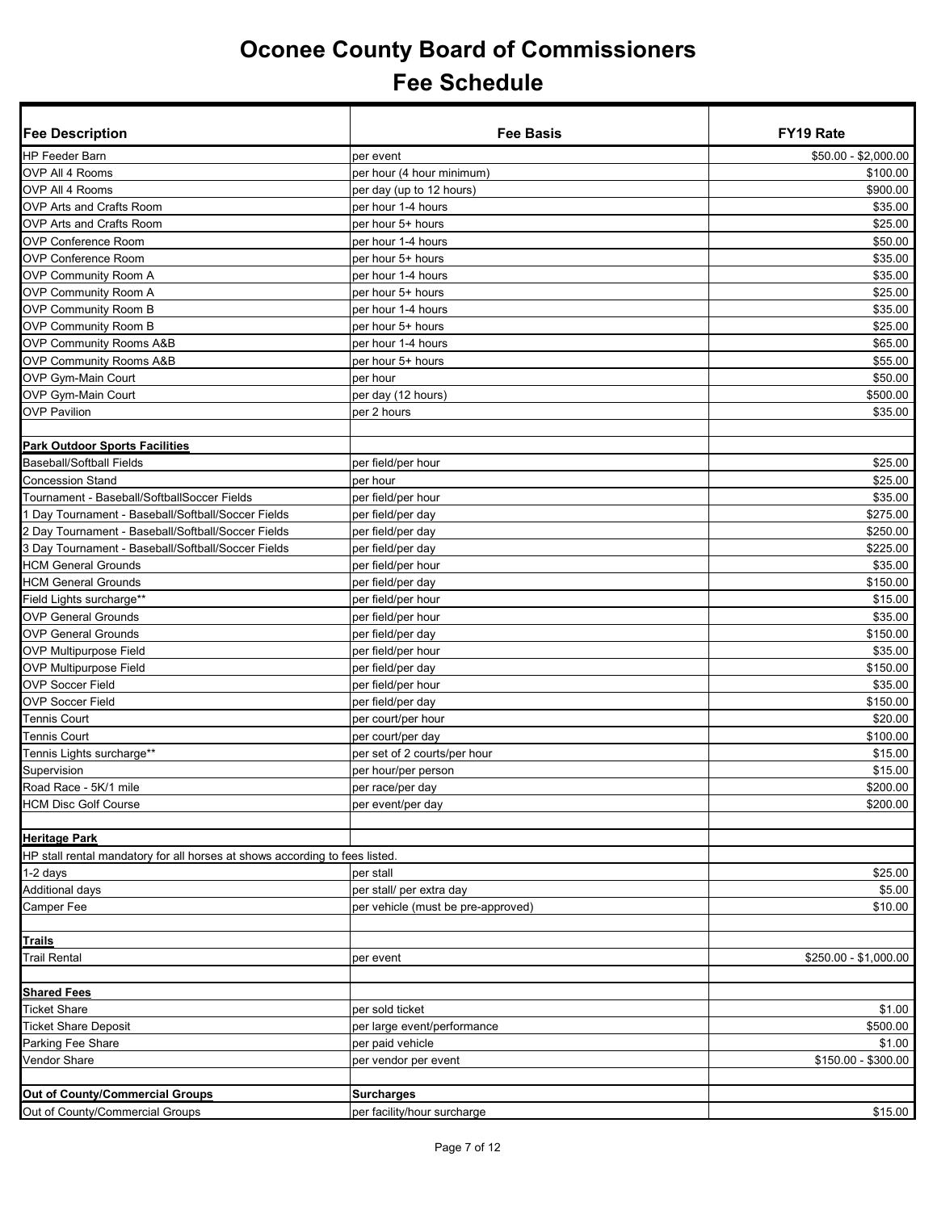# Oconee County Board of Commissioners

## Fee Schedule

| Fee Description | Fee Basis | FY19 Rate |
|---|---|---|
| HP Feeder Barn | per event | $50.00 - $2,000.00 |
| OVP All 4 Rooms | per hour (4 hour minimum) | $100.00 |
| OVP All 4 Rooms | per day (up to 12 hours) | $900.00 |
| OVP Arts and Crafts Room | per hour 1-4 hours | $35.00 |
| OVP Arts and Crafts Room | per hour 5+ hours | $25.00 |
| OVP Conference Room | per hour 1-4 hours | $50.00 |
| OVP Conference Room | per hour 5+ hours | $35.00 |
| OVP Community Room A | per hour 1-4 hours | $35.00 |
| OVP Community Room A | per hour 5+ hours | $25.00 |
| OVP Community Room B | per hour 1-4 hours | $35.00 |
| OVP Community Room B | per hour 5+ hours | $25.00 |
| OVP Community Rooms A&B | per hour 1-4 hours | $65.00 |
| OVP Community Rooms A&B | per hour 5+ hours | $55.00 |
| OVP Gym-Main Court | per hour | $50.00 |
| OVP Gym-Main Court | per day (12 hours) | $500.00 |
| OVP Pavilion | per 2 hours | $35.00 |
| | | |
| **Park Outdoor Sports Facilities** | | |
| Baseball/Softball Fields | per field/per hour | $25.00 |
| Concession Stand | per hour | $25.00 |
| Tournament - Baseball/SoftballSoccer Fields | per field/per hour | $35.00 |
| 1 Day Tournament - Baseball/Softball/Soccer Fields | per field/per day | $275.00 |
| 2 Day Tournament - Baseball/Softball/Soccer Fields | per field/per day | $250.00 |
| 3 Day Tournament - Baseball/Softball/Soccer Fields | per field/per day | $225.00 |
| HCM General Grounds | per field/per hour | $35.00 |
| HCM General Grounds | per field/per day | $150.00 |
| Field Lights surcharge** | per field/per hour | $15.00 |
| OVP General Grounds | per field/per hour | $35.00 |
| OVP General Grounds | per field/per day | $150.00 |
| OVP Multipurpose Field | per field/per hour | $35.00 |
| OVP Multipurpose Field | per field/per day | $150.00 |
| OVP Soccer Field | per field/per hour | $35.00 |
| OVP Soccer Field | per field/per day | $150.00 |
| Tennis Court | per court/per hour | $20.00 |
| Tennis Court | per court/per day | $100.00 |
| Tennis Lights surcharge** | per set of 2 courts/per hour | $15.00 |
| Supervision | per hour/per person | $15.00 |
| Road Race - 5K/1 mile | per race/per day | $200.00 |
| HCM Disc Golf Course | per event/per day | $200.00 |
| | | |
| **Heritage Park** | | |
| HP stall rental mandatory for all horses at shows according to fees listed. | | |
| 1-2 days | per stall | $25.00 |
| Additional days | per stall/ per extra day | $5.00 |
| Camper Fee | per vehicle (must be pre-approved) | $10.00 |
| | | |
| **Trails** | | |
| Trail Rental | per event | $250.00 - $1,000.00 |
| | | |
| **Shared Fees** | | |
| Ticket Share | per sold ticket | $1.00 |
| Ticket Share Deposit | per large event/performance | $500.00 |
| Parking Fee Share | per paid vehicle | $1.00 |
| Vendor Share | per vendor per event | $150.00 - $300.00 |
| | | |
| **Out of County/Commercial Groups** | **Surcharges** | |
| Out of County/Commercial Groups | per facility/hour surcharge | $15.00 |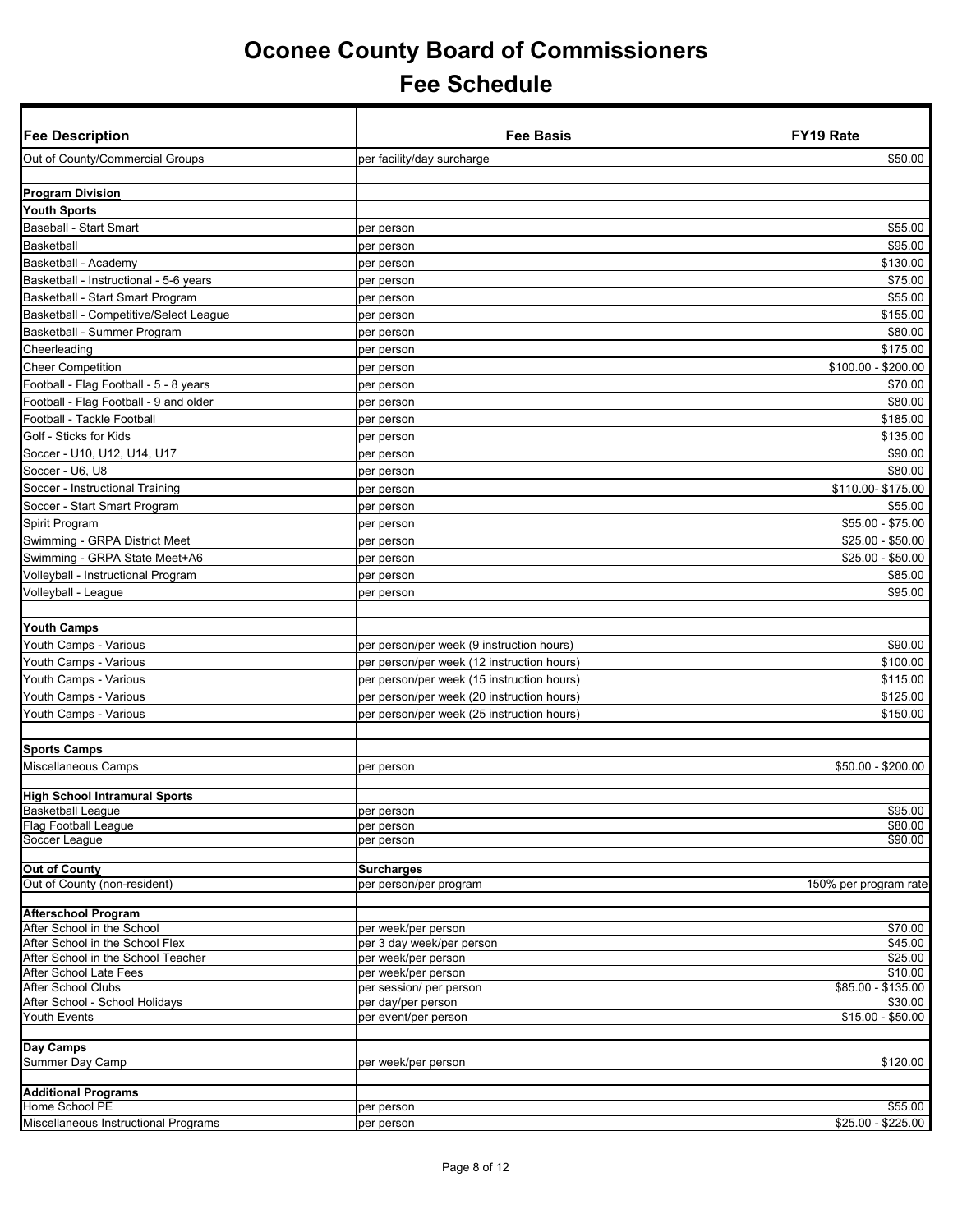# Oconee County Board of Commissioners

# Fee Schedule

| Fee Description | Fee Basis | FY19 Rate |
|---|---|---|
| Out of County/Commercial Groups | per facility/day surcharge | $50.00 |
| | | |
| **Program Division** | | |
| **Youth Sports** | | |
| Baseball - Start Smart | per person | $55.00 |
| Basketball | per person | $95.00 |
| Basketball - Academy | per person | $130.00 |
| Basketball - Instructional - 5-6 years | per person | $75.00 |
| Basketball - Start Smart Program | per person | $55.00 |
| Basketball - Competitive/Select League | per person | $155.00 |
| Basketball - Summer Program | per person | $80.00 |
| Cheerleading | per person | $175.00 |
| Cheer Competition | per person | $100.00 - $200.00 |
| Football - Flag Football - 5 - 8 years | per person | $70.00 |
| Football - Flag Football - 9 and older | per person | $80.00 |
| Football - Tackle Football | per person | $185.00 |
| Golf - Sticks for Kids | per person | $135.00 |
| Soccer - U10, U12, U14, U17 | per person | $90.00 |
| Soccer - U6, U8 | per person | $80.00 |
| Soccer - Instructional Training | per person | $110.00- $175.00 |
| Soccer - Start Smart Program | per person | $55.00 |
| Spirit Program | per person | $55.00 - $75.00 |
| Swimming - GRPA District Meet | per person | $25.00 - $50.00 |
| Swimming - GRPA State Meet+A6 | per person | $25.00 - $50.00 |
| Volleyball - Instructional Program | per person | $85.00 |
| Volleyball - League | per person | $95.00 |
| | | |
| **Youth Camps** | | |
| Youth Camps - Various | per person/per week (9 instruction hours) | $90.00 |
| Youth Camps - Various | per person/per week (12 instruction hours) | $100.00 |
| Youth Camps - Various | per person/per week (15 instruction hours) | $115.00 |
| Youth Camps - Various | per person/per week (20 instruction hours) | $125.00 |
| Youth Camps - Various | per person/per week (25 instruction hours) | $150.00 |
| | | |
| **Sports Camps** | | |
| Miscellaneous Camps | per person | $50.00 - $200.00 |
| | | |
| **High School Intramural Sports** | | |
| Basketball League | per person | $95.00 |
| Flag Football League | per person | $80.00 |
| Soccer League | per person | $90.00 |
| | | |
| **Out of County** | **Surcharges** | |
| Out of County (non-resident) | per person/per program | 150% per program rate |
| | | |
| **Afterschool Program** | | |
| After School in the School | per week/per person | $70.00 |
| After School in the School Flex | per 3 day week/per person | $45.00 |
| After School in the School Teacher | per week/per person | $25.00 |
| After School Late Fees | per week/per person | $10.00 |
| After School Clubs | per session/ per person | $85.00 - $135.00 |
| After School - School Holidays | per day/per person | $30.00 |
| Youth Events | per event/per person | $15.00 - $50.00 |
| | | |
| **Day Camps** | | |
| Summer Day Camp | per week/per person | $120.00 |
| | | |
| **Additional Programs** | | |
| Home School PE | per person | $55.00 |
| Miscellaneous Instructional Programs | per person | $25.00 - $225.00 |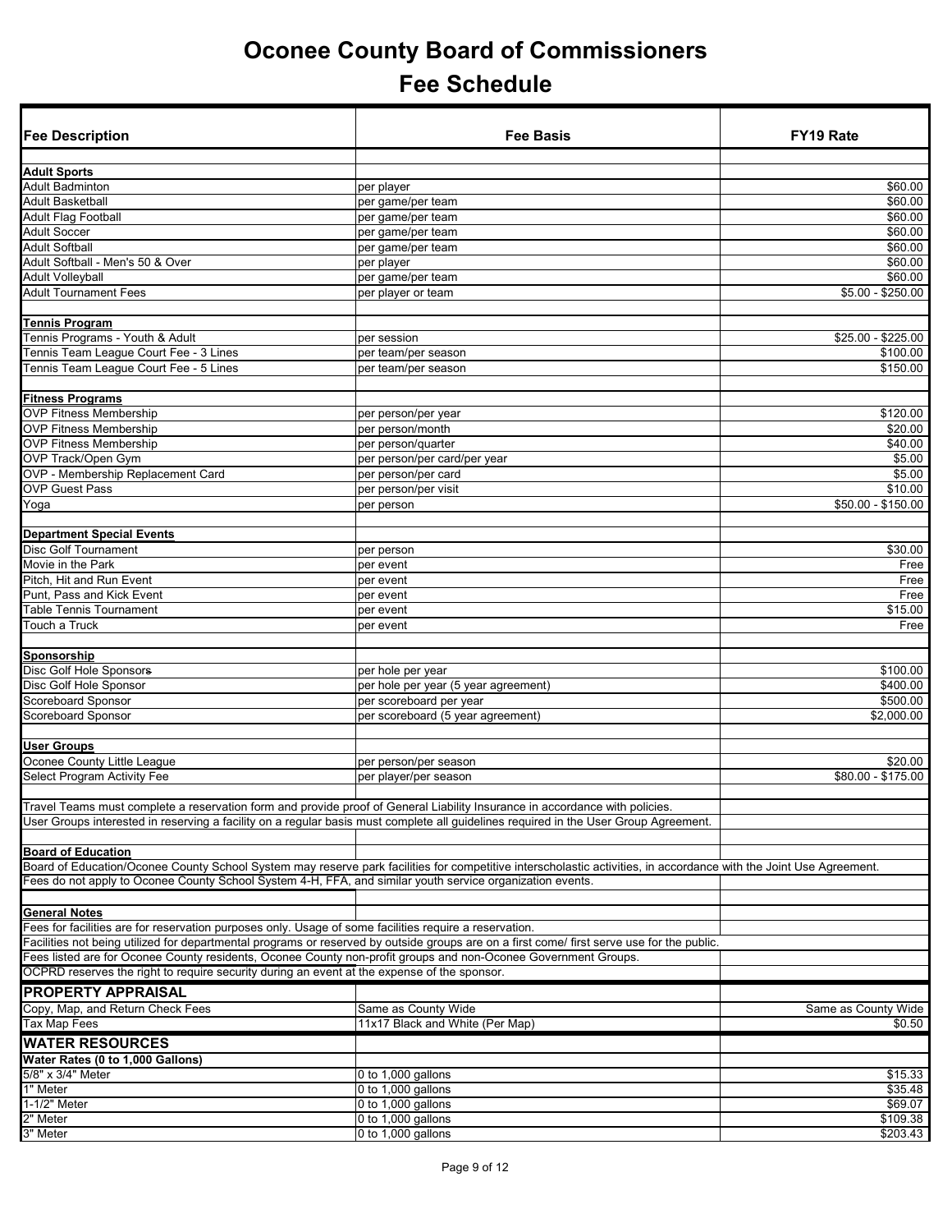# Oconee County Board of Commissioners

## Fee Schedule

| Fee Description | Fee Basis | FY19 Rate |
|---|---|---|
| **Adult Sports** | | |
| Adult Badminton | per player | $60.00 |
| Adult Basketball | per game/per team | $60.00 |
| Adult Flag Football | per game/per team | $60.00 |
| Adult Soccer | per game/per team | $60.00 |
| Adult Softball | per game/per team | $60.00 |
| Adult Softball - Men's 50 & Over | per player | $60.00 |
| Adult Volleyball | per game/per team | $60.00 |
| Adult Tournament Fees | per player or team | $5.00 - $250.00 |
| **Tennis Program** | | |
| Tennis Programs - Youth & Adult | per session | $25.00 - $225.00 |
| Tennis Team League Court Fee - 3 Lines | per team/per season | $100.00 |
| Tennis Team League Court Fee - 5 Lines | per team/per season | $150.00 |
| **Fitness Programs** | | |
| OVP Fitness Membership | per person/per year | $120.00 |
| OVP Fitness Membership | per person/month | $20.00 |
| OVP Fitness Membership | per person/quarter | $40.00 |
| OVP Track/Open Gym | per person/per card/per year | $5.00 |
| OVP - Membership Replacement Card | per person/per card | $5.00 |
| OVP Guest Pass | per person/per visit | $10.00 |
| Yoga | per person | $50.00 - $150.00 |
| **Department Special Events** | | |
| Disc Golf Tournament | per person | $30.00 |
| Movie in the Park | per event | Free |
| Pitch, Hit and Run Event | per event | Free |
| Punt, Pass and Kick Event | per event | Free |
| Table Tennis Tournament | per event | $15.00 |
| Touch a Truck | per event | Free |
| **Sponsorship** | | |
| Disc Golf Hole Sponsor~~s~~ | per hole per year | $100.00 |
| Disc Golf Hole Sponsor | per hole per year (5 year agreement) | $400.00 |
| Scoreboard Sponsor | per scoreboard per year | $500.00 |
| Scoreboard Sponsor | per scoreboard (5 year agreement) | $2,000.00 |
| **User Groups** | | |
| Oconee County Little League | per person/per season | $20.00 |
| Select Program Activity Fee | per player/per season | $80.00 - $175.00 |
| Travel Teams must complete a reservation form and provide proof of General Liability Insurance in accordance with policies. | | |
| User Groups interested in reserving a facility on a regular basis must complete all guidelines required in the User Group Agreement. | | |
| **Board of Education** | | |
| Board of Education/Oconee County School System may reserve park facilities for competitive interscholastic activities, in accordance with the Joint Use Agreement. | | |
| Fees do not apply to Oconee County School System 4-H, FFA, and similar youth service organization events. | | |
| **General Notes** | | |
| Fees for facilities are for reservation purposes only. Usage of some facilities require a reservation. | | |
| Facilities not being utilized for departmental programs or reserved by outside groups are on a first come/ first serve use for the public. | | |
| Fees listed are for Oconee County residents, Oconee County non-profit groups and non-Oconee Government Groups. | | |
| OCPRD reserves the right to require security during an event at the expense of the sponsor. | | |
| **PROPERTY APPRAISAL** | | |
| Copy, Map, and Return Check Fees | Same as County Wide | Same as County Wide |
| Tax Map Fees | 11x17 Black and White (Per Map) | $0.50 |
| **WATER RESOURCES** | | |
| **Water Rates (0 to 1,000 Gallons)** | | |
| 5/8" x 3/4" Meter | 0 to 1,000 gallons | $15.33 |
| 1" Meter | 0 to 1,000 gallons | $35.48 |
| 1-1/2" Meter | 0 to 1,000 gallons | $69.07 |
| 2" Meter | 0 to 1,000 gallons | $109.38 |
| 3" Meter | 0 to 1,000 gallons | $203.43 |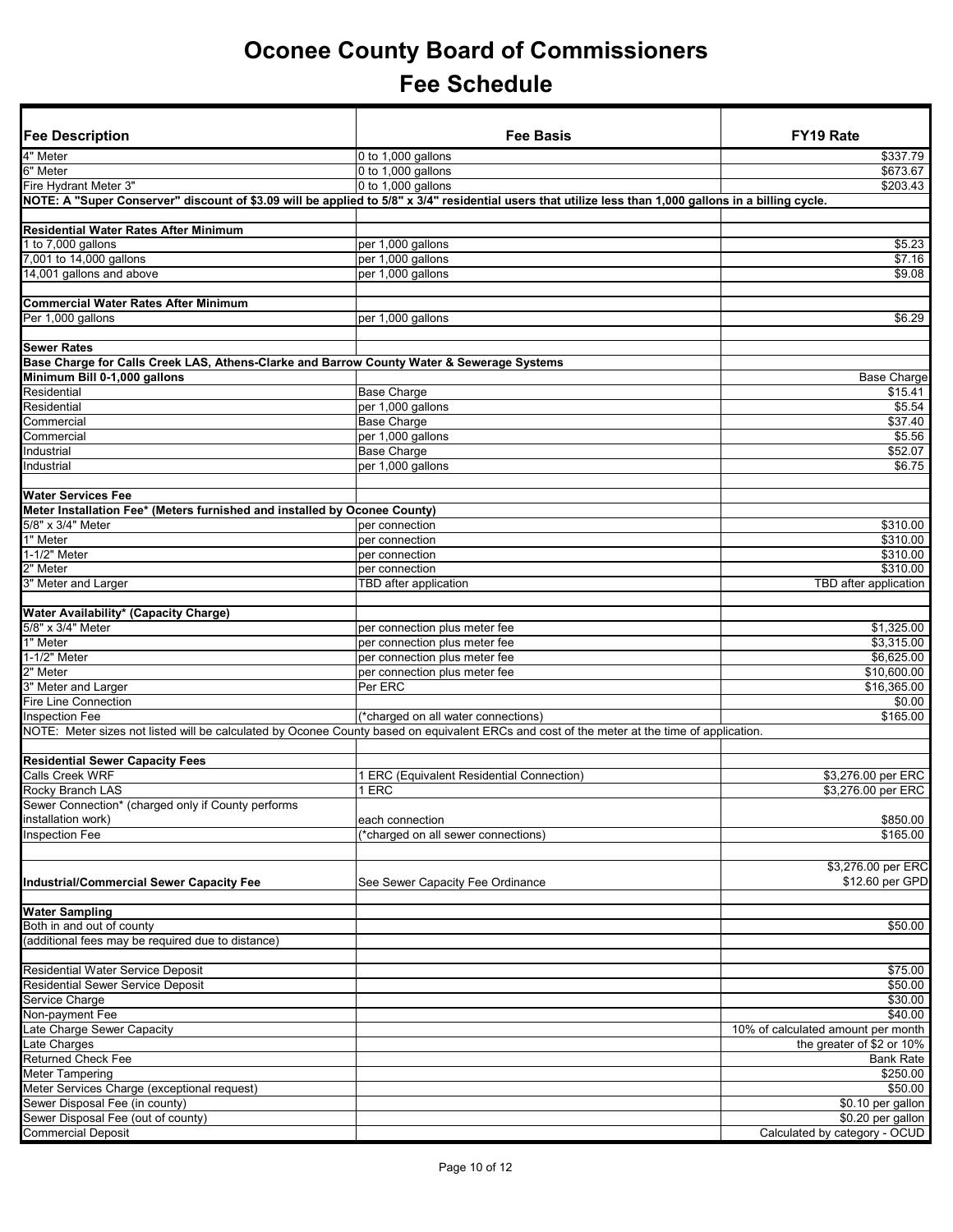# Oconee County Board of Commissioners

## Fee Schedule

| Fee Description | Fee Basis | FY19 Rate |
|---|---|---|
| 4" Meter | 0 to 1,000 gallons | $337.79 |
| 6" Meter | 0 to 1,000 gallons | $673.67 |
| Fire Hydrant Meter 3" | 0 to 1,000 gallons | $203.43 |
| **NOTE: A "Super Conserver" discount of $3.09 will be applied to 5/8" x 3/4" residential users that utilize less than 1,000 gallons in a billing cycle.** | | |
| | | |
| **Residential Water Rates After Minimum** | | |
| 1 to 7,000 gallons | per 1,000 gallons | $5.23 |
| 7,001 to 14,000 gallons | per 1,000 gallons | $7.16 |
| 14,001 gallons and above | per 1,000 gallons | $9.08 |
| | | |
| **Commercial Water Rates After Minimum** | | |
| Per 1,000 gallons | per 1,000 gallons | $6.29 |
| | | |
| **Sewer Rates** | | |
| **Base Charge for Calls Creek LAS, Athens-Clarke and Barrow County Water & Sewerage Systems** | | |
| **Minimum Bill 0-1,000 gallons** | | Base Charge |
| Residential | Base Charge | $15.41 |
| Residential | per 1,000 gallons | $5.54 |
| Commercial | Base Charge | $37.40 |
| Commercial | per 1,000 gallons | $5.56 |
| Industrial | Base Charge | $52.07 |
| Industrial | per 1,000 gallons | $6.75 |
| | | |
| **Water Services Fee** | | |
| **Meter Installation Fee* (Meters furnished and installed by Oconee County)** | | |
| 5/8" x 3/4" Meter | per connection | $310.00 |
| 1" Meter | per connection | $310.00 |
| 1-1/2" Meter | per connection | $310.00 |
| 2" Meter | per connection | $310.00 |
| 3" Meter and Larger | TBD after application | TBD after application |
| | | |
| **Water Availability* (Capacity Charge)** | | |
| 5/8" x 3/4" Meter | per connection plus meter fee | $1,325.00 |
| 1" Meter | per connection plus meter fee | $3,315.00 |
| 1-1/2" Meter | per connection plus meter fee | $6,625.00 |
| 2" Meter | per connection plus meter fee | $10,600.00 |
| 3" Meter and Larger | Per ERC | $16,365.00 |
| Fire Line Connection | | $0.00 |
| Inspection Fee | (*charged on all water connections) | $165.00 |
| NOTE: Meter sizes not listed will be calculated by Oconee County based on equivalent ERCs and cost of the meter at the time of application. | | |
| | | |
| **Residential Sewer Capacity Fees** | | |
| Calls Creek WRF | 1 ERC (Equivalent Residential Connection) | $3,276.00 per ERC |
| Rocky Branch LAS | 1 ERC | $3,276.00 per ERC |
| Sewer Connection* (charged only if County performs installation work) | each connection | $850.00 |
| Inspection Fee | (*charged on all sewer connections) | $165.00 |
| | | |
| **Industrial/Commercial Sewer Capacity Fee** | See Sewer Capacity Fee Ordinance | $3,276.00 per ERC<br>$12.60 per GPD |
| | | |
| **Water Sampling** | | |
| Both in and out of county | | $50.00 |
| (additional fees may be required due to distance) | | |
| | | |
| Residential Water Service Deposit | | $75.00 |
| Residential Sewer Service Deposit | | $50.00 |
| Service Charge | | $30.00 |
| Non-payment Fee | | $40.00 |
| Late Charge Sewer Capacity | | 10% of calculated amount per month |
| Late Charges | | the greater of $2 or 10% |
| Returned Check Fee | | Bank Rate |
| Meter Tampering | | $250.00 |
| Meter Services Charge (exceptional request) | | $50.00 |
| Sewer Disposal Fee (in county) | | $0.10 per gallon |
| Sewer Disposal Fee (out of county) | | $0.20 per gallon |
| Commercial Deposit | | Calculated by category - OCUD |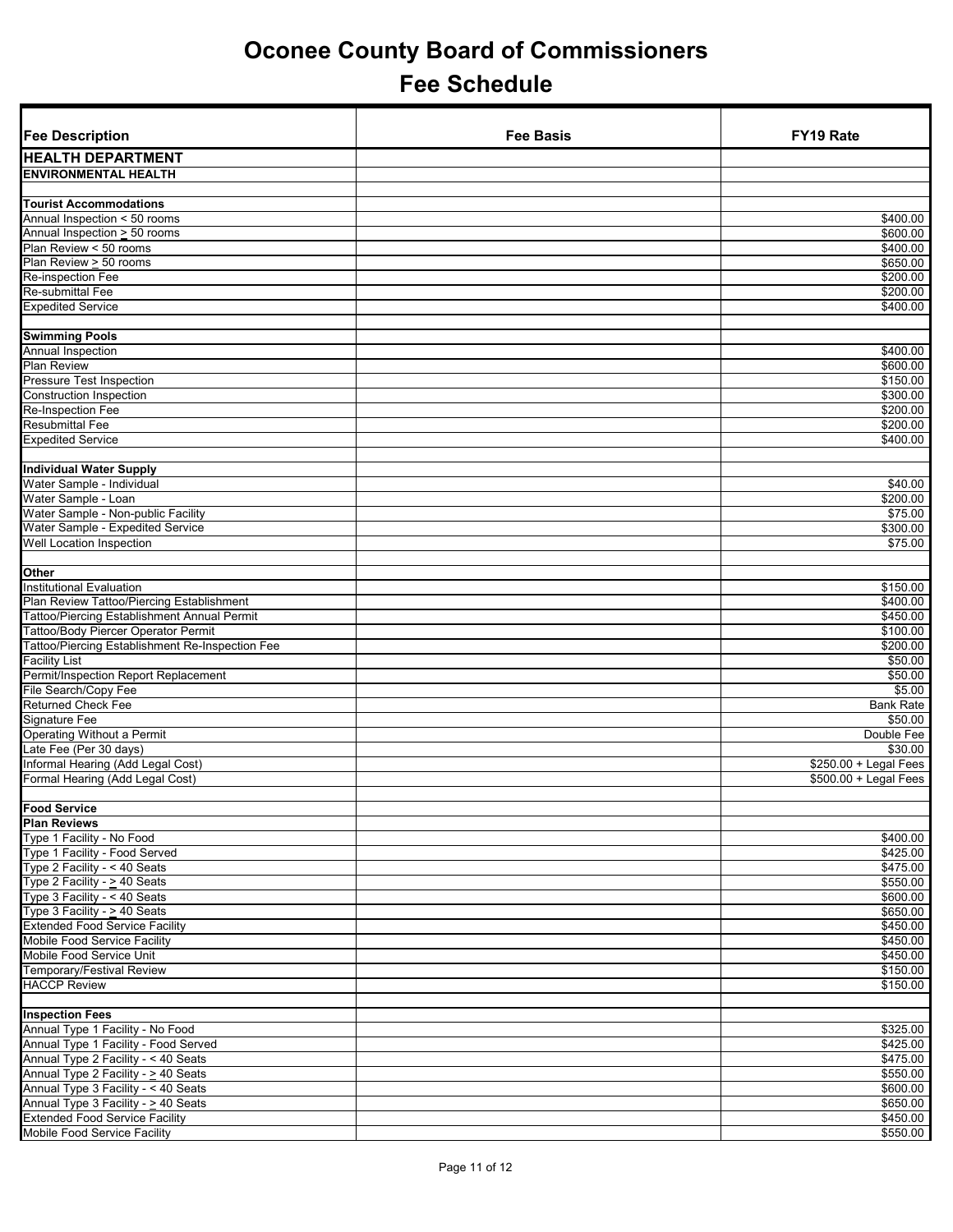# Oconee County Board of Commissioners

## Fee Schedule

| Fee Description | Fee Basis | FY19 Rate |
|---|---|---|
| **HEALTH DEPARTMENT** | | |
| **ENVIRONMENTAL HEALTH** | | |
| | | |
| **Tourist Accommodations** | | |
| Annual Inspection < 50 rooms | | $400.00 |
| Annual Inspection ≥ 50 rooms | | $600.00 |
| Plan Review < 50 rooms | | $400.00 |
| Plan Review ≥ 50 rooms | | $650.00 |
| Re-inspection Fee | | $200.00 |
| Re-submittal Fee | | $200.00 |
| Expedited Service | | $400.00 |
| | | |
| **Swimming Pools** | | |
| Annual Inspection | | $400.00 |
| Plan Review | | $600.00 |
| Pressure Test Inspection | | $150.00 |
| Construction Inspection | | $300.00 |
| Re-Inspection Fee | | $200.00 |
| Resubmittal Fee | | $200.00 |
| Expedited Service | | $400.00 |
| | | |
| **Individual Water Supply** | | |
| Water Sample - Individual | | $40.00 |
| Water Sample - Loan | | $200.00 |
| Water Sample - Non-public Facility | | $75.00 |
| Water Sample - Expedited Service | | $300.00 |
| Well Location Inspection | | $75.00 |
| | | |
| **Other** | | |
| Institutional Evaluation | | $150.00 |
| Plan Review Tattoo/Piercing Establishment | | $400.00 |
| Tattoo/Piercing Establishment Annual Permit | | $450.00 |
| Tattoo/Body Piercer Operator Permit | | $100.00 |
| Tattoo/Piercing Establishment Re-Inspection Fee | | $200.00 |
| Facility List | | $50.00 |
| Permit/Inspection Report Replacement | | $50.00 |
| File Search/Copy Fee | | $5.00 |
| Returned Check Fee | | Bank Rate |
| Signature Fee | | $50.00 |
| Operating Without a Permit | | Double Fee |
| Late Fee (Per 30 days) | | $30.00 |
| Informal Hearing (Add Legal Cost) | | $250.00 + Legal Fees |
| Formal Hearing (Add Legal Cost) | | $500.00 + Legal Fees |
| | | |
| **Food Service** | | |
| **Plan Reviews** | | |
| Type 1 Facility - No Food | | $400.00 |
| Type 1 Facility - Food Served | | $425.00 |
| Type 2 Facility - < 40 Seats | | $475.00 |
| Type 2 Facility - ≥ 40 Seats | | $550.00 |
| Type 3 Facility - < 40 Seats | | $600.00 |
| Type 3 Facility - ≥ 40 Seats | | $650.00 |
| Extended Food Service Facility | | $450.00 |
| Mobile Food Service Facility | | $450.00 |
| Mobile Food Service Unit | | $450.00 |
| Temporary/Festival Review | | $150.00 |
| HACCP Review | | $150.00 |
| | | |
| **Inspection Fees** | | |
| Annual Type 1 Facility - No Food | | $325.00 |
| Annual Type 1 Facility - Food Served | | $425.00 |
| Annual Type 2 Facility - < 40 Seats | | $475.00 |
| Annual Type 2 Facility - ≥ 40 Seats | | $550.00 |
| Annual Type 3 Facility - < 40 Seats | | $600.00 |
| Annual Type 3 Facility - ≥ 40 Seats | | $650.00 |
| Extended Food Service Facility | | $450.00 |
| Mobile Food Service Facility | | $550.00 |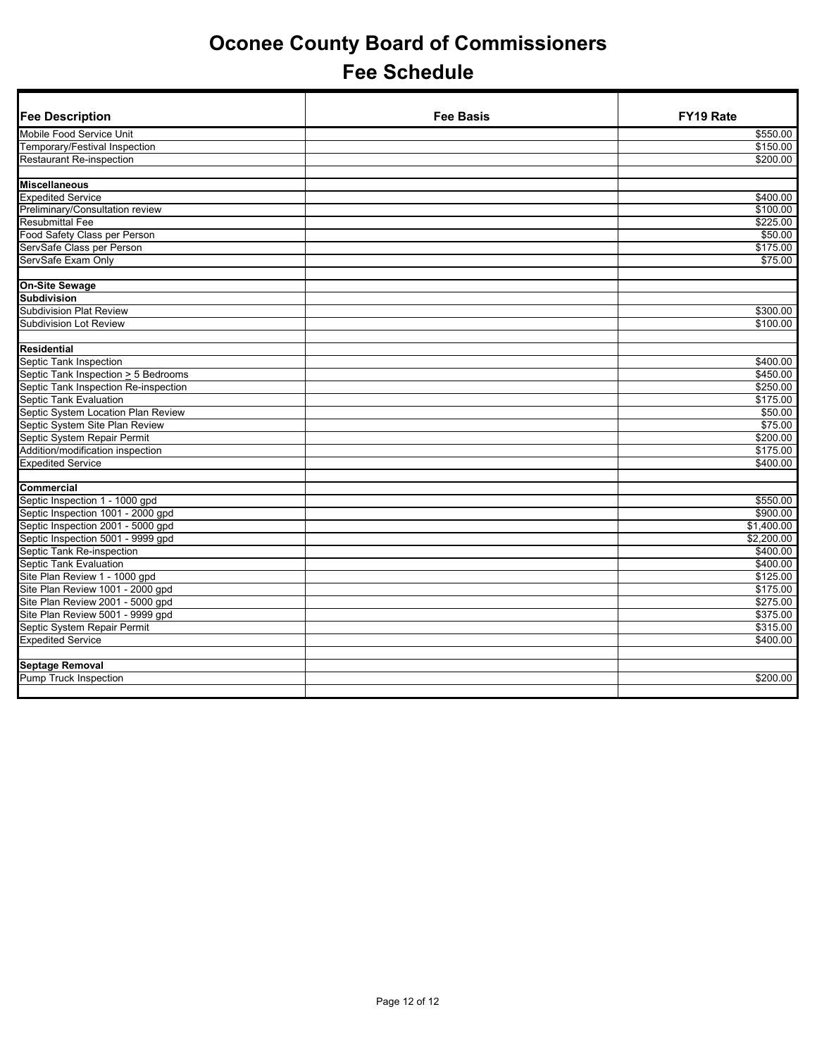# Oconee County Board of Commissioners

## Fee Schedule

| Fee Description | Fee Basis | FY19 Rate |
|---|---|---|
| Mobile Food Service Unit | | $550.00 |
| Temporary/Festival Inspection | | $150.00 |
| Restaurant Re-inspection | | $200.00 |
| | | |
| **Miscellaneous** | | |
| Expedited Service | | $400.00 |
| Preliminary/Consultation review | | $100.00 |
| Resubmittal Fee | | $225.00 |
| Food Safety Class per Person | | $50.00 |
| ServSafe Class per Person | | $175.00 |
| ServSafe Exam Only | | $75.00 |
| | | |
| **On-Site Sewage** | | |
| **Subdivision** | | |
| Subdivision Plat Review | | $300.00 |
| Subdivision Lot Review | | $100.00 |
| | | |
| **Residential** | | |
| Septic Tank Inspection | | $400.00 |
| Septic Tank Inspection ≥ 5 Bedrooms | | $450.00 |
| Septic Tank Inspection Re-inspection | | $250.00 |
| Septic Tank Evaluation | | $175.00 |
| Septic System Location Plan Review | | $50.00 |
| Septic System Site Plan Review | | $75.00 |
| Septic System Repair Permit | | $200.00 |
| Addition/modification inspection | | $175.00 |
| Expedited Service | | $400.00 |
| | | |
| **Commercial** | | |
| Septic Inspection 1 - 1000 gpd | | $550.00 |
| Septic Inspection 1001 - 2000 gpd | | $900.00 |
| Septic Inspection 2001 - 5000 gpd | | $1,400.00 |
| Septic Inspection 5001 - 9999 gpd | | $2,200.00 |
| Septic Tank Re-inspection | | $400.00 |
| Septic Tank Evaluation | | $400.00 |
| Site Plan Review 1 - 1000 gpd | | $125.00 |
| Site Plan Review 1001 - 2000 gpd | | $175.00 |
| Site Plan Review 2001 - 5000 gpd | | $275.00 |
| Site Plan Review 5001 - 9999 gpd | | $375.00 |
| Septic System Repair Permit | | $315.00 |
| Expedited Service | | $400.00 |
| | | |
| **Septage Removal** | | |
| Pump Truck Inspection | | $200.00 |
| | | |